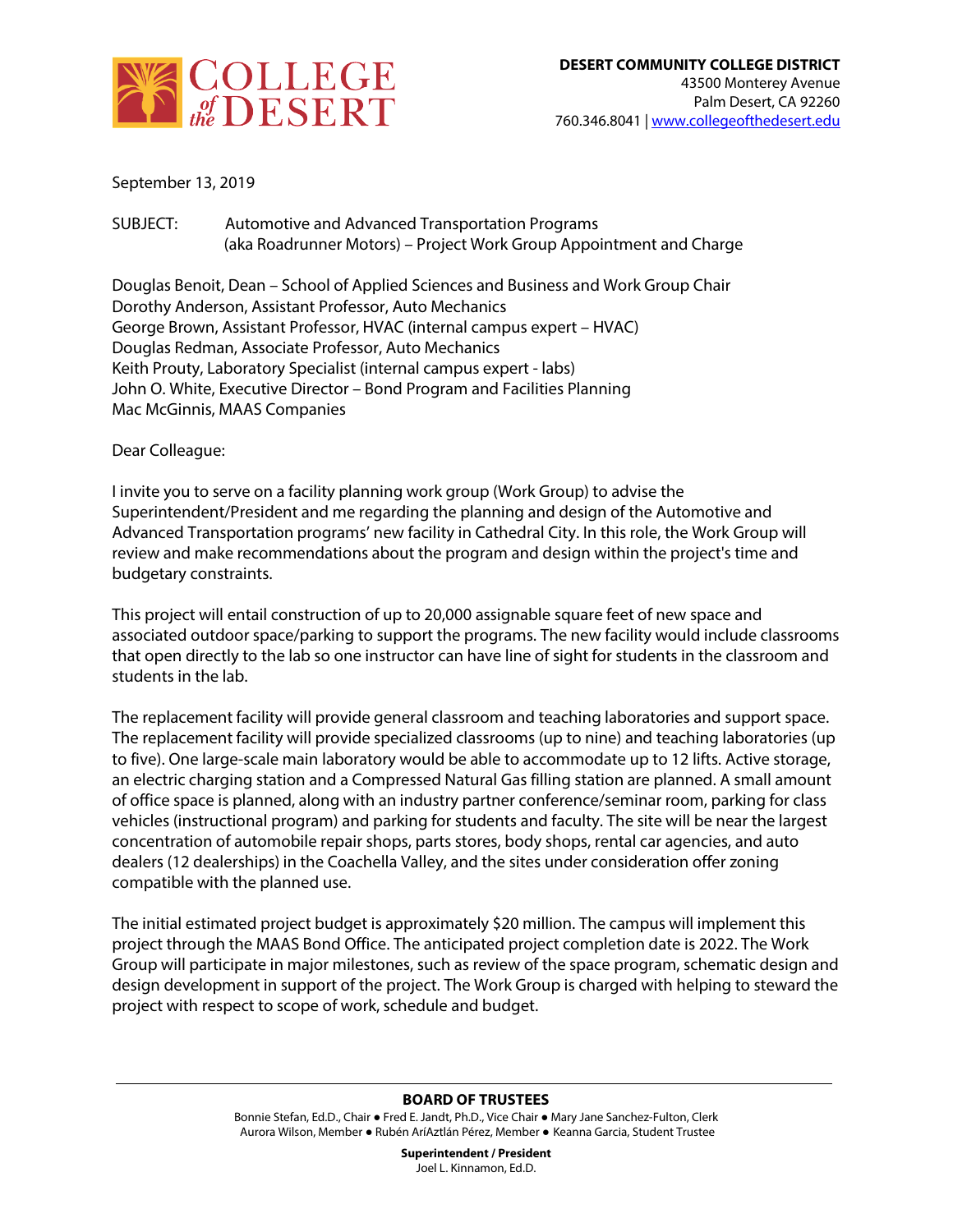COLLEGE of the DESERT

**DESERT COMMUNITY COLLEGE DISTRICT**
43500 Monterey Avenue
Palm Desert, CA 92260
760.346.8041 | www.collegeofthedesert.edu

September 13, 2019

SUBJECT: Automotive and Advanced Transportation Programs (aka Roadrunner Motors) – Project Work Group Appointment and Charge

Douglas Benoit, Dean – School of Applied Sciences and Business and Work Group Chair
Dorothy Anderson, Assistant Professor, Auto Mechanics
George Brown, Assistant Professor, HVAC (internal campus expert – HVAC)
Douglas Redman, Associate Professor, Auto Mechanics
Keith Prouty, Laboratory Specialist (internal campus expert - labs)
John O. White, Executive Director – Bond Program and Facilities Planning
Mac McGinnis, MAAS Companies

Dear Colleague:

I invite you to serve on a facility planning work group (Work Group) to advise the Superintendent/President and me regarding the planning and design of the Automotive and Advanced Transportation programs' new facility in Cathedral City. In this role, the Work Group will review and make recommendations about the program and design within the project's time and budgetary constraints.

This project will entail construction of up to 20,000 assignable square feet of new space and associated outdoor space/parking to support the programs. The new facility would include classrooms that open directly to the lab so one instructor can have line of sight for students in the classroom and students in the lab.

The replacement facility will provide general classroom and teaching laboratories and support space. The replacement facility will provide specialized classrooms (up to nine) and teaching laboratories (up to five). One large-scale main laboratory would be able to accommodate up to 12 lifts. Active storage, an electric charging station and a Compressed Natural Gas filling station are planned. A small amount of office space is planned, along with an industry partner conference/seminar room, parking for class vehicles (instructional program) and parking for students and faculty. The site will be near the largest concentration of automobile repair shops, parts stores, body shops, rental car agencies, and auto dealers (12 dealerships) in the Coachella Valley, and the sites under consideration offer zoning compatible with the planned use.

The initial estimated project budget is approximately $20 million. The campus will implement this project through the MAAS Bond Office. The anticipated project completion date is 2022. The Work Group will participate in major milestones, such as review of the space program, schematic design and design development in support of the project. The Work Group is charged with helping to steward the project with respect to scope of work, schedule and budget.

**BOARD OF TRUSTEES**
Bonnie Stefan, Ed.D., Chair ● Fred E. Jandt, Ph.D., Vice Chair ● Mary Jane Sanchez-Fulton, Clerk
Aurora Wilson, Member ● Rubén AríAztlán Pérez, Member ● Keanna Garcia, Student Trustee

**Superintendent / President**
Joel L. Kinnamon, Ed.D.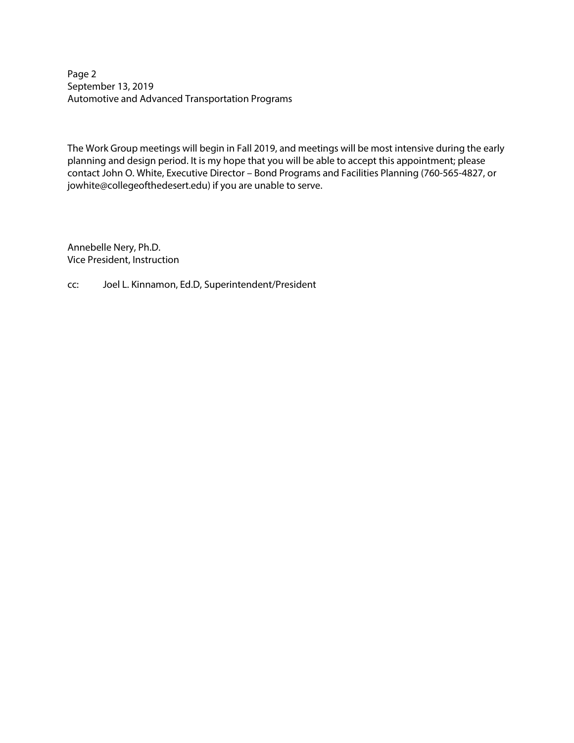The Work Group meetings will begin in Fall 2019, and meetings will be most intensive during the early planning and design period. It is my hope that you will be able to accept this appointment; please contact John O. White, Executive Director – Bond Programs and Facilities Planning (760-565-4827, or jowhite@collegeofthedesert.edu) if you are unable to serve.

Annebelle Nery, Ph.D.
Vice President, Instruction

cc: Joel L. Kinnamon, Ed.D, Superintendent/President